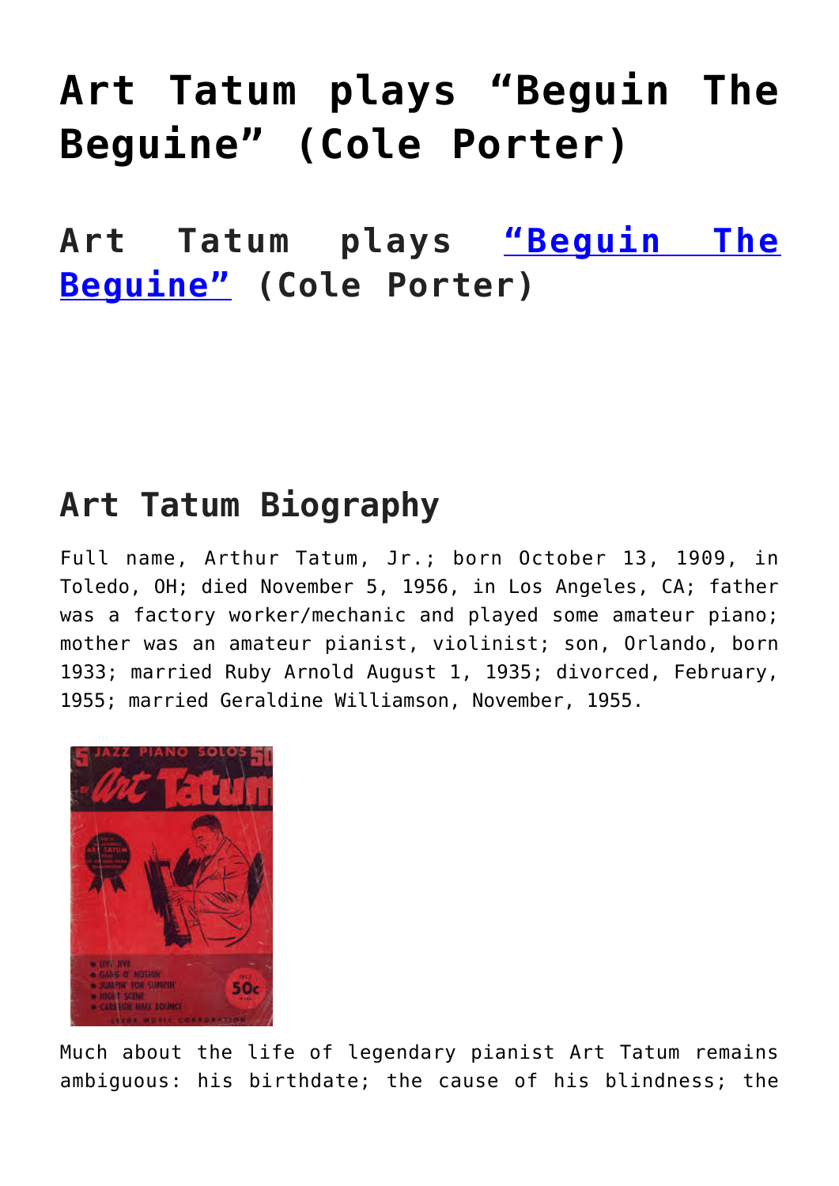# Art Tatum plays "Beguin The Beguine" (Cole Porter)

## Art Tatum plays "Beguin The Beguine" (Cole Porter)

## Art Tatum Biography

Full name, Arthur Tatum, Jr.; born October 13, 1909, in Toledo, OH; died November 5, 1956, in Los Angeles, CA; father was a factory worker/mechanic and played some amateur piano; mother was an amateur pianist, violinist; son, Orlando, born 1933; married Ruby Arnold August 1, 1935; divorced, February, 1955; married Geraldine Williamson, November, 1955.

Much about the life of legendary pianist Art Tatum remains ambiguous: his birthdate; the cause of his blindness; the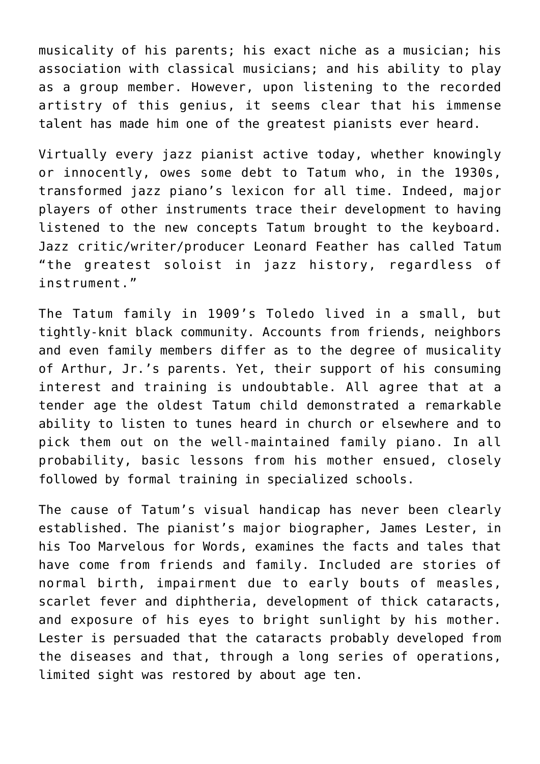musicality of his parents; his exact niche as a musician; his association with classical musicians; and his ability to play as a group member. However, upon listening to the recorded artistry of this genius, it seems clear that his immense talent has made him one of the greatest pianists ever heard.

Virtually every jazz pianist active today, whether knowingly or innocently, owes some debt to Tatum who, in the 1930s, transformed jazz piano's lexicon for all time. Indeed, major players of other instruments trace their development to having listened to the new concepts Tatum brought to the keyboard. Jazz critic/writer/producer Leonard Feather has called Tatum "the greatest soloist in jazz history, regardless of instrument."

The Tatum family in 1909's Toledo lived in a small, but tightly-knit black community. Accounts from friends, neighbors and even family members differ as to the degree of musicality of Arthur, Jr.'s parents. Yet, their support of his consuming interest and training is undoubtable. All agree that at a tender age the oldest Tatum child demonstrated a remarkable ability to listen to tunes heard in church or elsewhere and to pick them out on the well-maintained family piano. In all probability, basic lessons from his mother ensued, closely followed by formal training in specialized schools.

The cause of Tatum's visual handicap has never been clearly established. The pianist's major biographer, James Lester, in his Too Marvelous for Words, examines the facts and tales that have come from friends and family. Included are stories of normal birth, impairment due to early bouts of measles, scarlet fever and diphtheria, development of thick cataracts, and exposure of his eyes to bright sunlight by his mother. Lester is persuaded that the cataracts probably developed from the diseases and that, through a long series of operations, limited sight was restored by about age ten.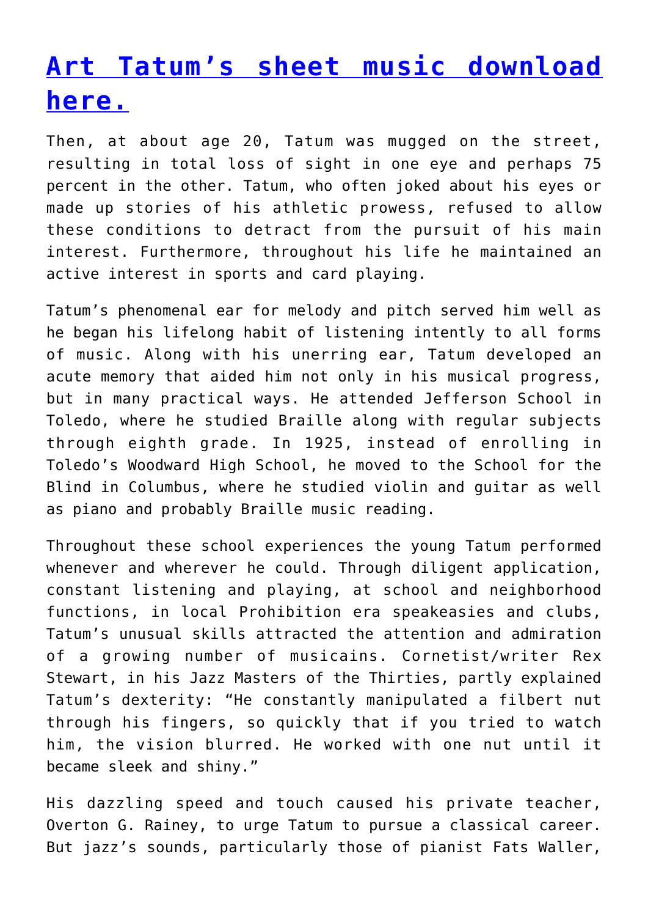# [Art Tatum's sheet music download here.]

Then, at about age 20, Tatum was mugged on the street, resulting in total loss of sight in one eye and perhaps 75 percent in the other. Tatum, who often joked about his eyes or made up stories of his athletic prowess, refused to allow these conditions to detract from the pursuit of his main interest. Furthermore, throughout his life he maintained an active interest in sports and card playing.

Tatum's phenomenal ear for melody and pitch served him well as he began his lifelong habit of listening intently to all forms of music. Along with his unerring ear, Tatum developed an acute memory that aided him not only in his musical progress, but in many practical ways. He attended Jefferson School in Toledo, where he studied Braille along with regular subjects through eighth grade. In 1925, instead of enrolling in Toledo's Woodward High School, he moved to the School for the Blind in Columbus, where he studied violin and guitar as well as piano and probably Braille music reading.

Throughout these school experiences the young Tatum performed whenever and wherever he could. Through diligent application, constant listening and playing, at school and neighborhood functions, in local Prohibition era speakeasies and clubs, Tatum's unusual skills attracted the attention and admiration of a growing number of musicains. Cornetist/writer Rex Stewart, in his Jazz Masters of the Thirties, partly explained Tatum's dexterity: "He constantly manipulated a filbert nut through his fingers, so quickly that if you tried to watch him, the vision blurred. He worked with one nut until it became sleek and shiny."

His dazzling speed and touch caused his private teacher, Overton G. Rainey, to urge Tatum to pursue a classical career. But jazz's sounds, particularly those of pianist Fats Waller,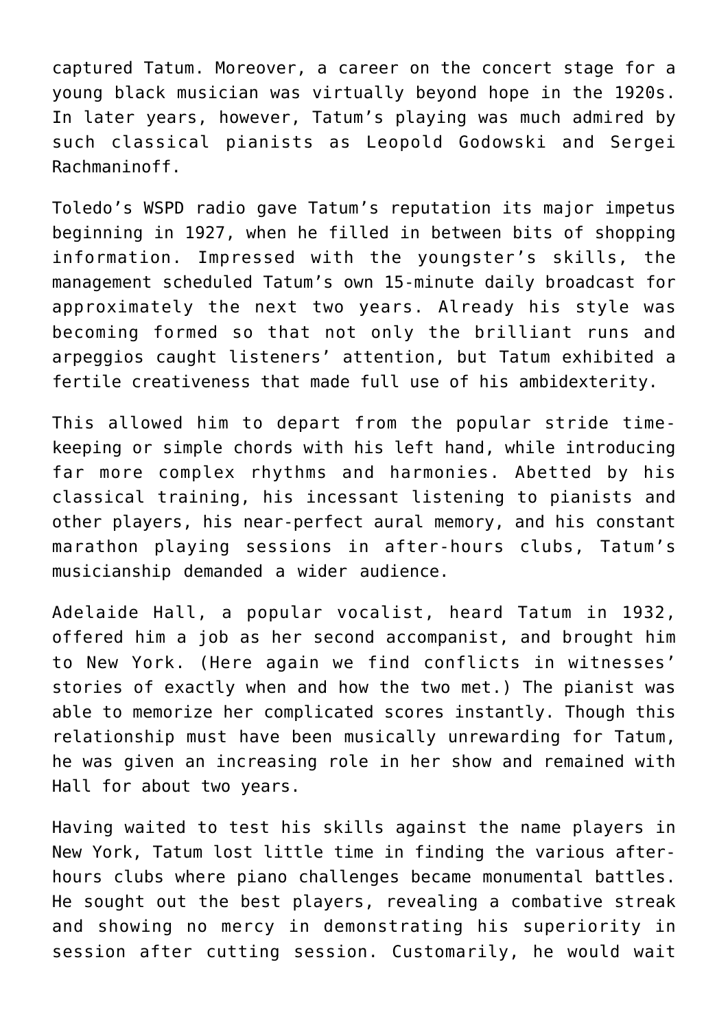captured Tatum. Moreover, a career on the concert stage for a young black musician was virtually beyond hope in the 1920s. In later years, however, Tatum's playing was much admired by such classical pianists as Leopold Godowski and Sergei Rachmaninoff.

Toledo's WSPD radio gave Tatum's reputation its major impetus beginning in 1927, when he filled in between bits of shopping information. Impressed with the youngster's skills, the management scheduled Tatum's own 15-minute daily broadcast for approximately the next two years. Already his style was becoming formed so that not only the brilliant runs and arpeggios caught listeners' attention, but Tatum exhibited a fertile creativeness that made full use of his ambidexterity.

This allowed him to depart from the popular stride time-keeping or simple chords with his left hand, while introducing far more complex rhythms and harmonies. Abetted by his classical training, his incessant listening to pianists and other players, his near-perfect aural memory, and his constant marathon playing sessions in after-hours clubs, Tatum's musicianship demanded a wider audience.

Adelaide Hall, a popular vocalist, heard Tatum in 1932, offered him a job as her second accompanist, and brought him to New York. (Here again we find conflicts in witnesses' stories of exactly when and how the two met.) The pianist was able to memorize her complicated scores instantly. Though this relationship must have been musically unrewarding for Tatum, he was given an increasing role in her show and remained with Hall for about two years.

Having waited to test his skills against the name players in New York, Tatum lost little time in finding the various after-hours clubs where piano challenges became monumental battles. He sought out the best players, revealing a combative streak and showing no mercy in demonstrating his superiority in session after cutting session. Customarily, he would wait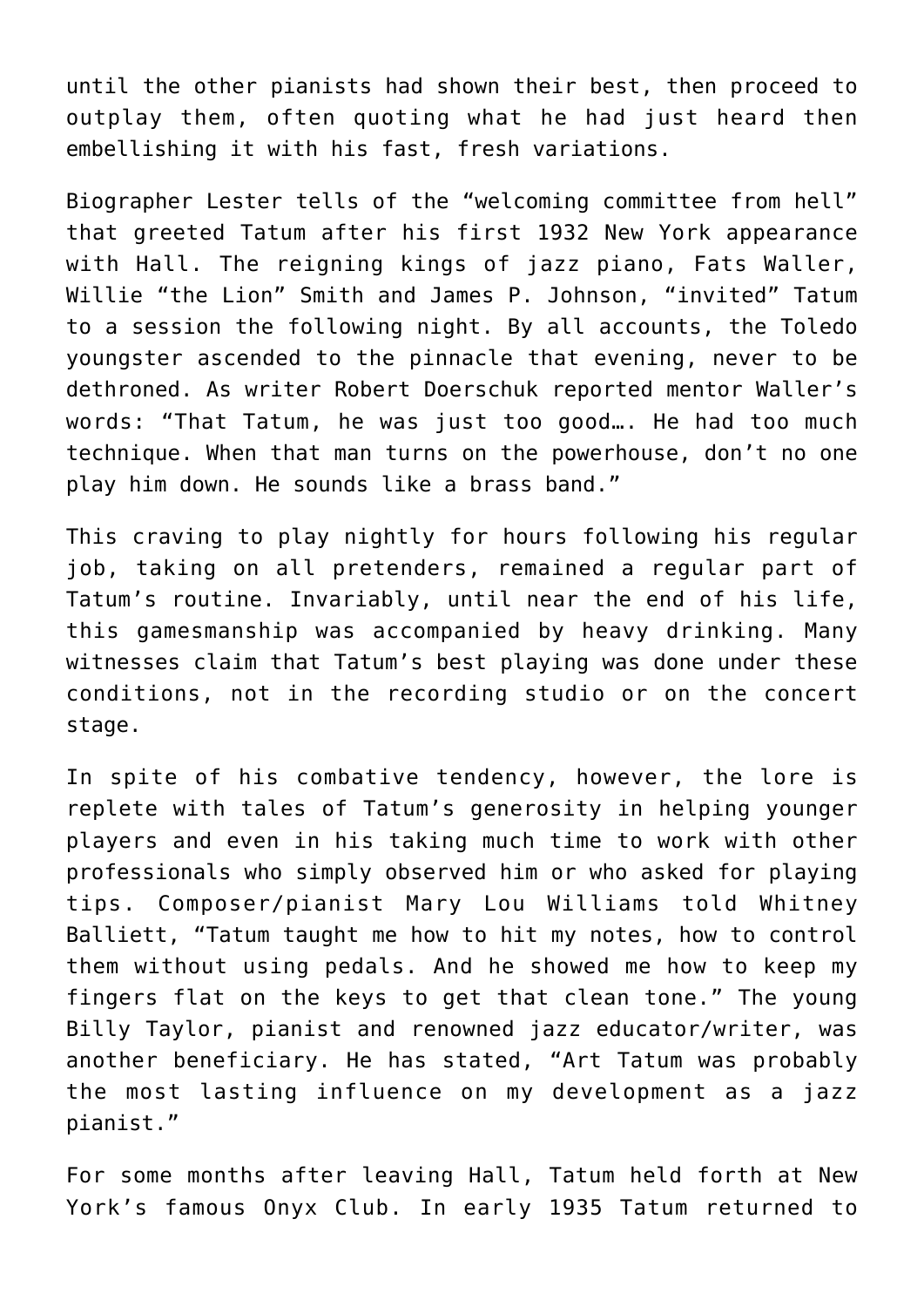until the other pianists had shown their best, then proceed to outplay them, often quoting what he had just heard then embellishing it with his fast, fresh variations.

Biographer Lester tells of the "welcoming committee from hell" that greeted Tatum after his first 1932 New York appearance with Hall. The reigning kings of jazz piano, Fats Waller, Willie "the Lion" Smith and James P. Johnson, "invited" Tatum to a session the following night. By all accounts, the Toledo youngster ascended to the pinnacle that evening, never to be dethroned. As writer Robert Doerschuk reported mentor Waller's words: "That Tatum, he was just too good…. He had too much technique. When that man turns on the powerhouse, don't no one play him down. He sounds like a brass band."

This craving to play nightly for hours following his regular job, taking on all pretenders, remained a regular part of Tatum's routine. Invariably, until near the end of his life, this gamesmanship was accompanied by heavy drinking. Many witnesses claim that Tatum's best playing was done under these conditions, not in the recording studio or on the concert stage.

In spite of his combative tendency, however, the lore is replete with tales of Tatum's generosity in helping younger players and even in his taking much time to work with other professionals who simply observed him or who asked for playing tips. Composer/pianist Mary Lou Williams told Whitney Balliett, "Tatum taught me how to hit my notes, how to control them without using pedals. And he showed me how to keep my fingers flat on the keys to get that clean tone." The young Billy Taylor, pianist and renowned jazz educator/writer, was another beneficiary. He has stated, "Art Tatum was probably the most lasting influence on my development as a jazz pianist."

For some months after leaving Hall, Tatum held forth at New York's famous Onyx Club. In early 1935 Tatum returned to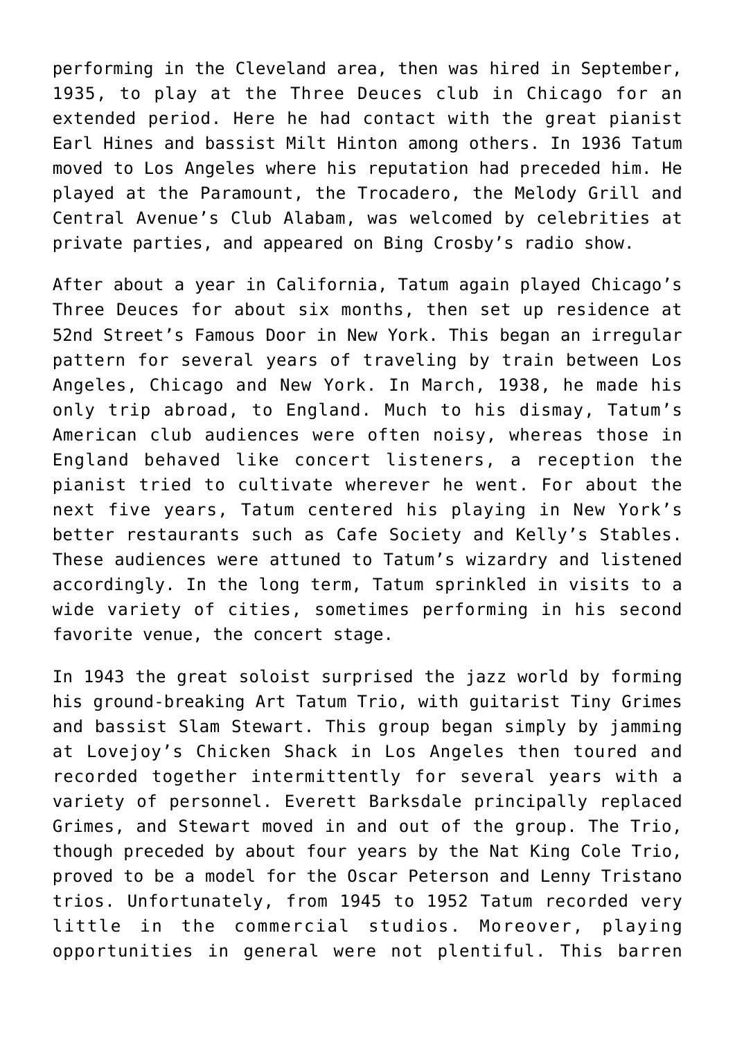performing in the Cleveland area, then was hired in September, 1935, to play at the Three Deuces club in Chicago for an extended period. Here he had contact with the great pianist Earl Hines and bassist Milt Hinton among others. In 1936 Tatum moved to Los Angeles where his reputation had preceded him. He played at the Paramount, the Trocadero, the Melody Grill and Central Avenue's Club Alabam, was welcomed by celebrities at private parties, and appeared on Bing Crosby's radio show.

After about a year in California, Tatum again played Chicago's Three Deuces for about six months, then set up residence at 52nd Street's Famous Door in New York. This began an irregular pattern for several years of traveling by train between Los Angeles, Chicago and New York. In March, 1938, he made his only trip abroad, to England. Much to his dismay, Tatum's American club audiences were often noisy, whereas those in England behaved like concert listeners, a reception the pianist tried to cultivate wherever he went. For about the next five years, Tatum centered his playing in New York's better restaurants such as Cafe Society and Kelly's Stables. These audiences were attuned to Tatum's wizardry and listened accordingly. In the long term, Tatum sprinkled in visits to a wide variety of cities, sometimes performing in his second favorite venue, the concert stage.

In 1943 the great soloist surprised the jazz world by forming his ground-breaking Art Tatum Trio, with guitarist Tiny Grimes and bassist Slam Stewart. This group began simply by jamming at Lovejoy's Chicken Shack in Los Angeles then toured and recorded together intermittently for several years with a variety of personnel. Everett Barksdale principally replaced Grimes, and Stewart moved in and out of the group. The Trio, though preceded by about four years by the Nat King Cole Trio, proved to be a model for the Oscar Peterson and Lenny Tristano trios. Unfortunately, from 1945 to 1952 Tatum recorded very little in the commercial studios. Moreover, playing opportunities in general were not plentiful. This barren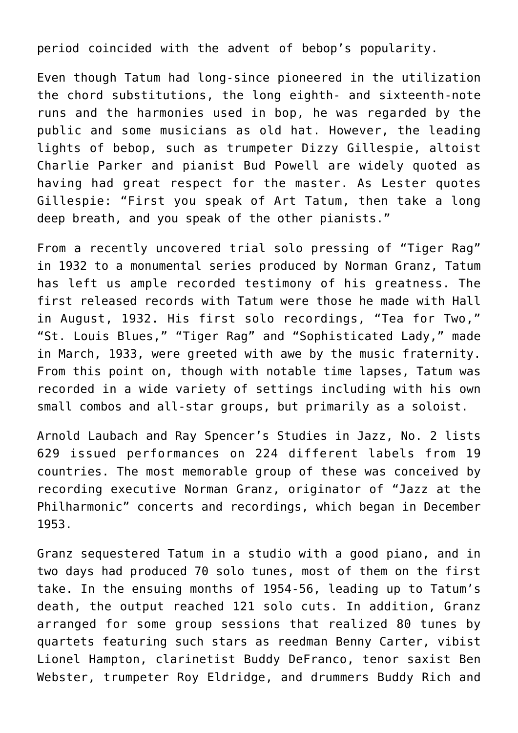period coincided with the advent of bebop's popularity.

Even though Tatum had long-since pioneered in the utilization the chord substitutions, the long eighth- and sixteenth-note runs and the harmonies used in bop, he was regarded by the public and some musicians as old hat. However, the leading lights of bebop, such as trumpeter Dizzy Gillespie, altoist Charlie Parker and pianist Bud Powell are widely quoted as having had great respect for the master. As Lester quotes Gillespie: "First you speak of Art Tatum, then take a long deep breath, and you speak of the other pianists."

From a recently uncovered trial solo pressing of "Tiger Rag" in 1932 to a monumental series produced by Norman Granz, Tatum has left us ample recorded testimony of his greatness. The first released records with Tatum were those he made with Hall in August, 1932. His first solo recordings, "Tea for Two," "St. Louis Blues," "Tiger Rag" and "Sophisticated Lady," made in March, 1933, were greeted with awe by the music fraternity. From this point on, though with notable time lapses, Tatum was recorded in a wide variety of settings including with his own small combos and all-star groups, but primarily as a soloist.

Arnold Laubach and Ray Spencer's Studies in Jazz, No. 2 lists 629 issued performances on 224 different labels from 19 countries. The most memorable group of these was conceived by recording executive Norman Granz, originator of "Jazz at the Philharmonic" concerts and recordings, which began in December 1953.

Granz sequestered Tatum in a studio with a good piano, and in two days had produced 70 solo tunes, most of them on the first take. In the ensuing months of 1954-56, leading up to Tatum's death, the output reached 121 solo cuts. In addition, Granz arranged for some group sessions that realized 80 tunes by quartets featuring such stars as reedman Benny Carter, vibist Lionel Hampton, clarinetist Buddy DeFranco, tenor saxist Ben Webster, trumpeter Roy Eldridge, and drummers Buddy Rich and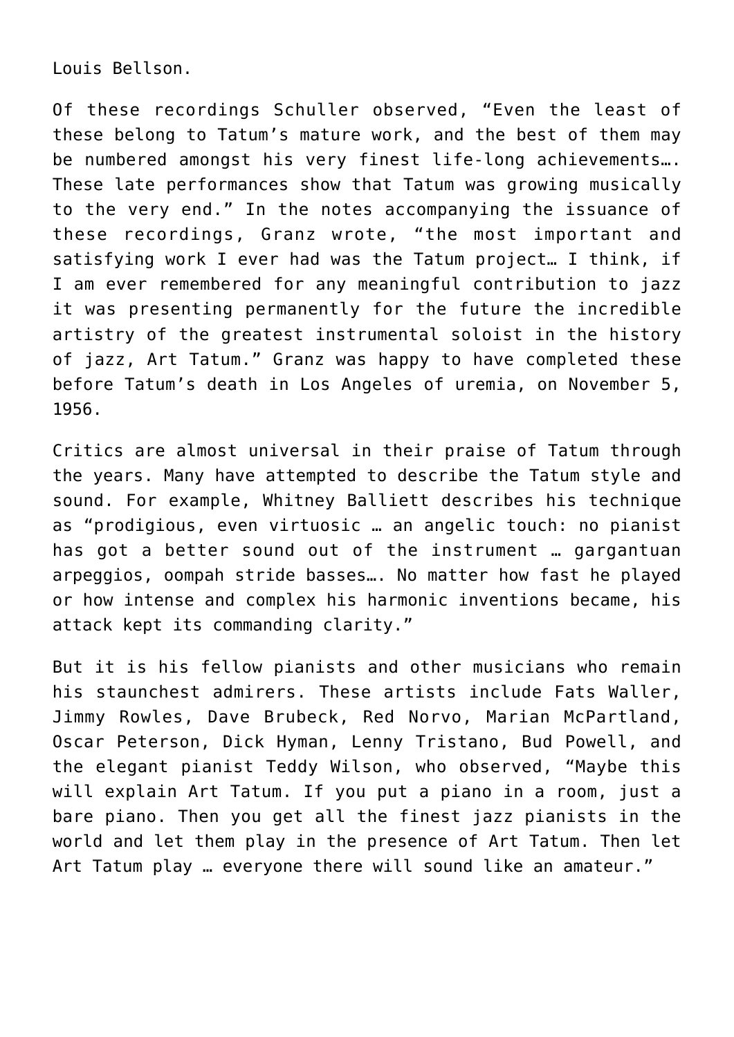Louis Bellson.

Of these recordings Schuller observed, “Even the least of these belong to Tatum’s mature work, and the best of them may be numbered amongst his very finest life-long achievements…. These late performances show that Tatum was growing musically to the very end.” In the notes accompanying the issuance of these recordings, Granz wrote, “the most important and satisfying work I ever had was the Tatum project… I think, if I am ever remembered for any meaningful contribution to jazz it was presenting permanently for the future the incredible artistry of the greatest instrumental soloist in the history of jazz, Art Tatum.” Granz was happy to have completed these before Tatum’s death in Los Angeles of uremia, on November 5, 1956.

Critics are almost universal in their praise of Tatum through the years. Many have attempted to describe the Tatum style and sound. For example, Whitney Balliett describes his technique as “prodigious, even virtuosic … an angelic touch: no pianist has got a better sound out of the instrument … gargantuan arpeggios, oompah stride basses…. No matter how fast he played or how intense and complex his harmonic inventions became, his attack kept its commanding clarity.”

But it is his fellow pianists and other musicians who remain his staunchest admirers. These artists include Fats Waller, Jimmy Rowles, Dave Brubeck, Red Norvo, Marian McPartland, Oscar Peterson, Dick Hyman, Lenny Tristano, Bud Powell, and the elegant pianist Teddy Wilson, who observed, “Maybe this will explain Art Tatum. If you put a piano in a room, just a bare piano. Then you get all the finest jazz pianists in the world and let them play in the presence of Art Tatum. Then let Art Tatum play … everyone there will sound like an amateur.”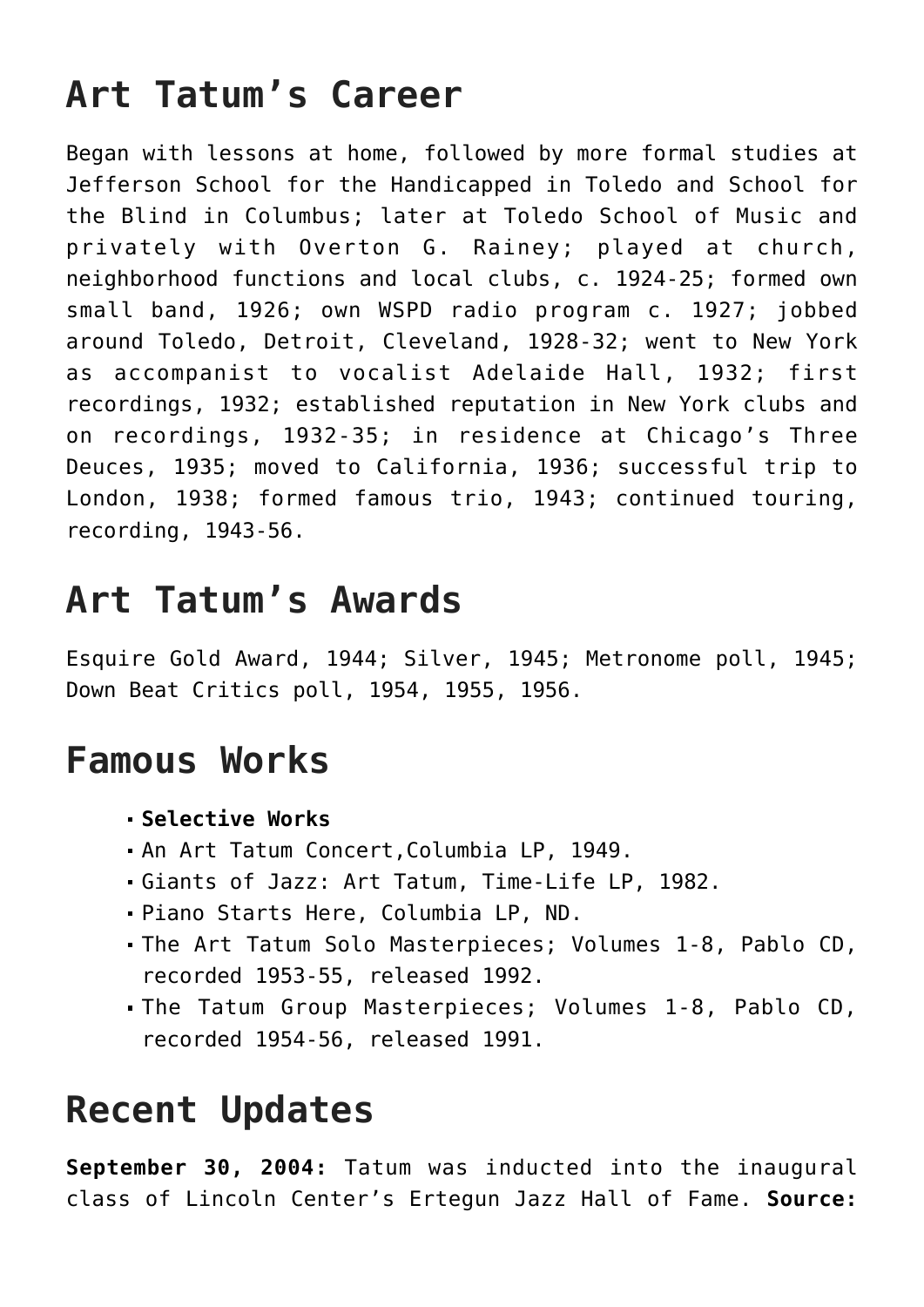## Art Tatum's Career

Began with lessons at home, followed by more formal studies at Jefferson School for the Handicapped in Toledo and School for the Blind in Columbus; later at Toledo School of Music and privately with Overton G. Rainey; played at church, neighborhood functions and local clubs, c. 1924-25; formed own small band, 1926; own WSPD radio program c. 1927; jobbed around Toledo, Detroit, Cleveland, 1928-32; went to New York as accompanist to vocalist Adelaide Hall, 1932; first recordings, 1932; established reputation in New York clubs and on recordings, 1932-35; in residence at Chicago's Three Deuces, 1935; moved to California, 1936; successful trip to London, 1938; formed famous trio, 1943; continued touring, recording, 1943-56.

## Art Tatum's Awards

Esquire Gold Award, 1944; Silver, 1945; Metronome poll, 1945; Down Beat Critics poll, 1954, 1955, 1956.

## Famous Works

- **Selective Works**
- An Art Tatum Concert,Columbia LP, 1949.
- Giants of Jazz: Art Tatum, Time-Life LP, 1982.
- Piano Starts Here, Columbia LP, ND.
- The Art Tatum Solo Masterpieces; Volumes 1-8, Pablo CD, recorded 1953-55, released 1992.
- The Tatum Group Masterpieces; Volumes 1-8, Pablo CD, recorded 1954-56, released 1991.

## Recent Updates

**September 30, 2004:** Tatum was inducted into the inaugural class of Lincoln Center's Ertegun Jazz Hall of Fame. **Source:**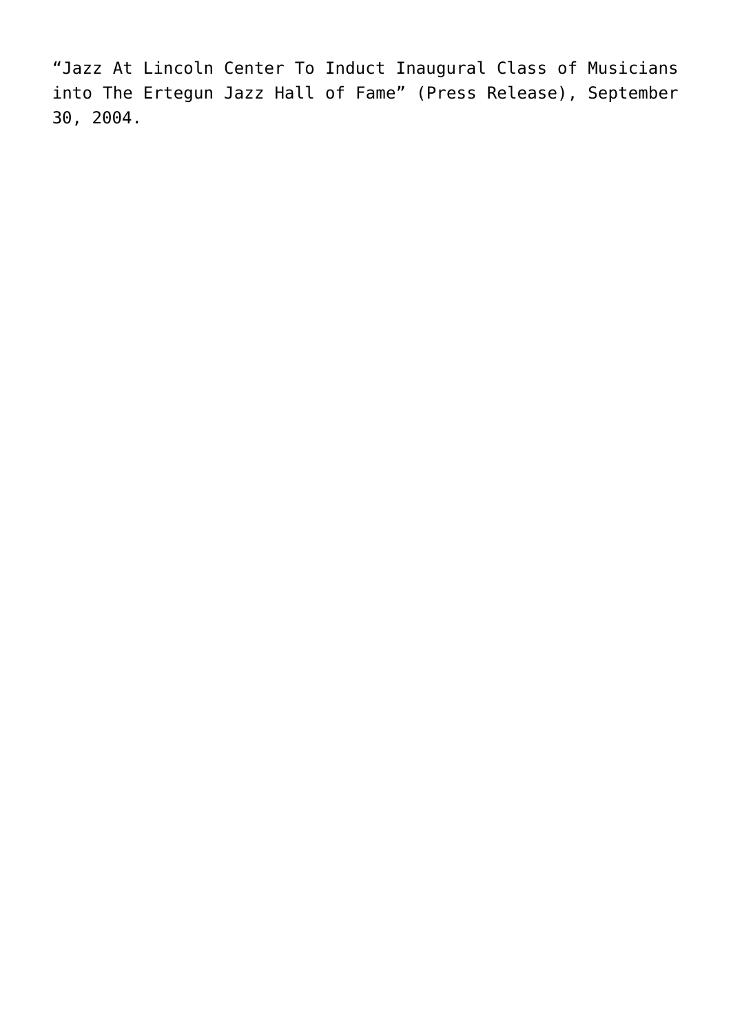“Jazz At Lincoln Center To Induct Inaugural Class of Musicians into The Ertegun Jazz Hall of Fame” (Press Release), September 30, 2004.